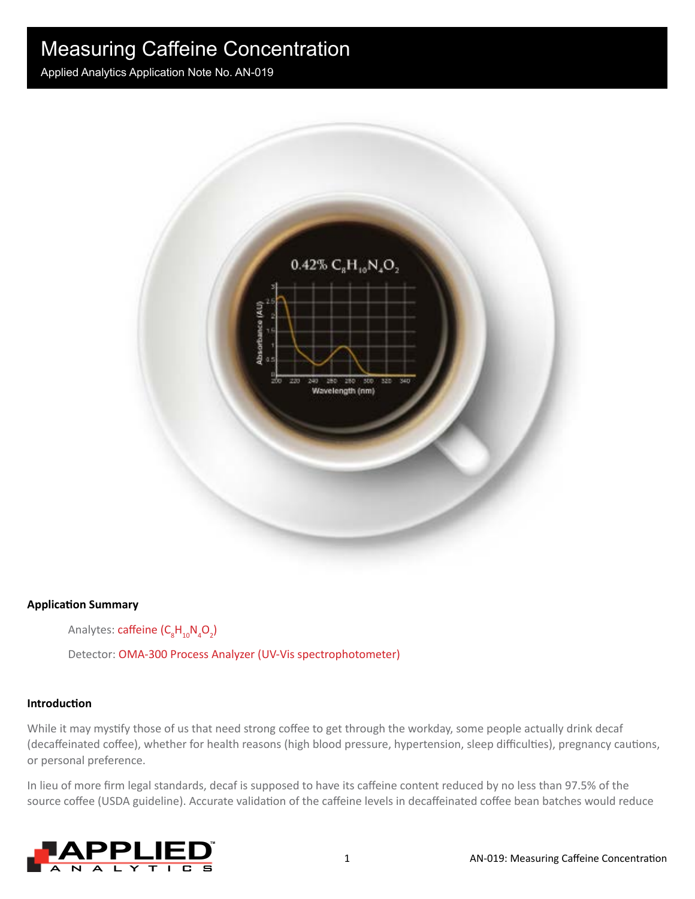# Measuring Caffeine Concentration

Applied Analytics Application Note No. AN-019

### Application Summary

Analytes: caffeine ($C_8H_{10}N_4O_2$)

Detector: OMA-300 Process Analyzer (UV-Vis spectrophotometer)

### Introduction

While it may mystify those of us that need strong coffee to get through the workday, some people actually drink decaf (decaffeinated coffee), whether for health reasons (high blood pressure, hypertension, sleep difficulties), pregnancy cautions, or personal preference.

In lieu of more firm legal standards, decaf is supposed to have its caffeine content reduced by no less than 97.5% of the source coffee (USDA guideline). Accurate validation of the caffeine levels in decaffeinated coffee bean batches would reduce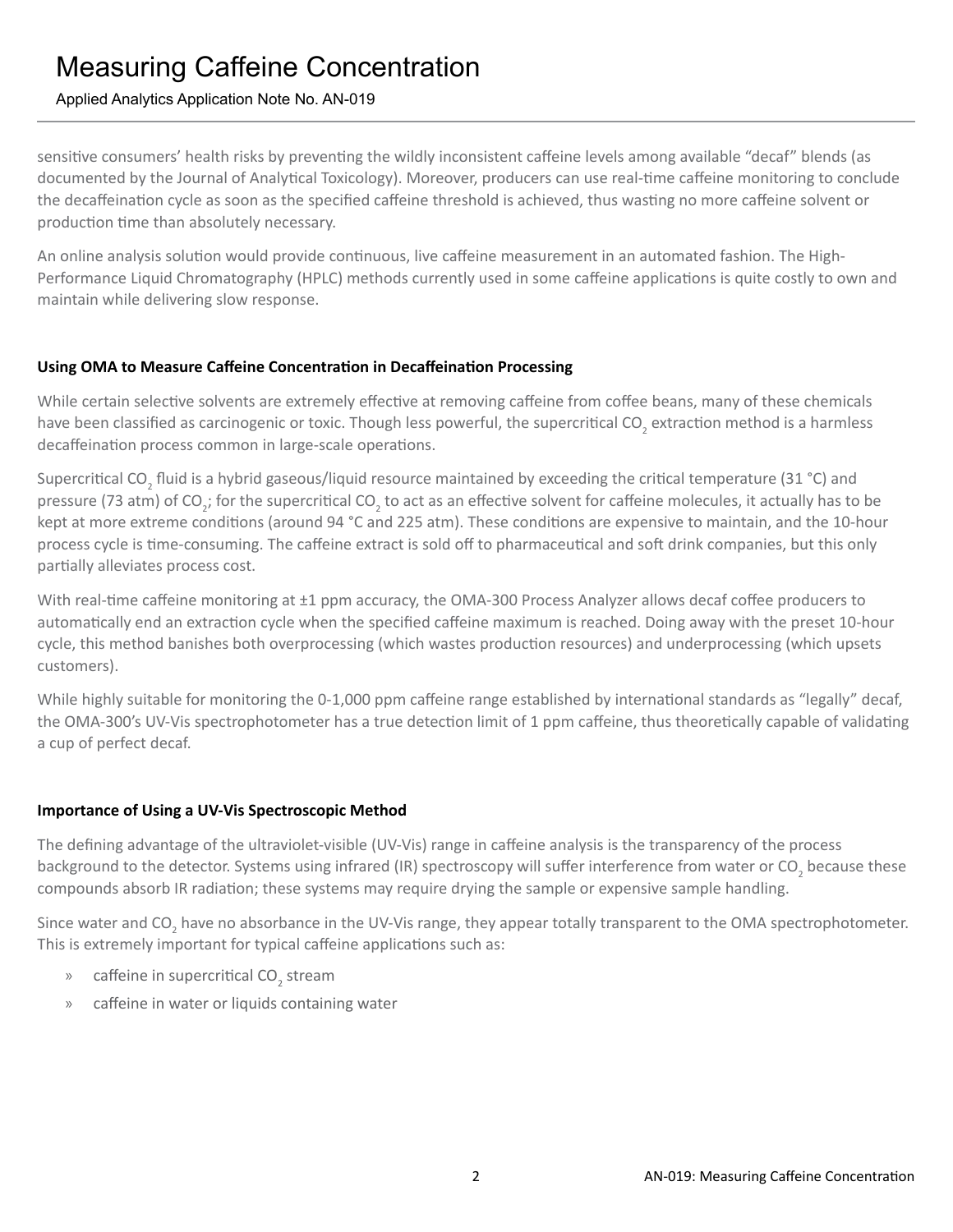sensitive consumers' health risks by preventing the wildly inconsistent caffeine levels among available "decaf" blends (as documented by the Journal of Analytical Toxicology). Moreover, producers can use real-time caffeine monitoring to conclude the decaffeination cycle as soon as the specified caffeine threshold is achieved, thus wasting no more caffeine solvent or production time than absolutely necessary.

An online analysis solution would provide continuous, live caffeine measurement in an automated fashion. The High-Performance Liquid Chromatography (HPLC) methods currently used in some caffeine applications is quite costly to own and maintain while delivering slow response.

**Using OMA to Measure Caffeine Concentration in Decaffeination Processing**

While certain selective solvents are extremely effective at removing caffeine from coffee beans, many of these chemicals have been classified as carcinogenic or toxic. Though less powerful, the supercritical $CO_2$ extraction method is a harmless decaffeination process common in large-scale operations.

Supercritical $CO_2$ fluid is a hybrid gaseous/liquid resource maintained by exceeding the critical temperature (31 °C) and pressure (73 atm) of $CO_2$; for the supercritical $CO_2$ to act as an effective solvent for caffeine molecules, it actually has to be kept at more extreme conditions (around 94 °C and 225 atm). These conditions are expensive to maintain, and the 10-hour process cycle is time-consuming. The caffeine extract is sold off to pharmaceutical and soft drink companies, but this only partially alleviates process cost.

With real-time caffeine monitoring at ±1 ppm accuracy, the OMA-300 Process Analyzer allows decaf coffee producers to automatically end an extraction cycle when the specified caffeine maximum is reached. Doing away with the preset 10-hour cycle, this method banishes both overprocessing (which wastes production resources) and underprocessing (which upsets customers).

While highly suitable for monitoring the 0-1,000 ppm caffeine range established by international standards as "legally" decaf, the OMA-300's UV-Vis spectrophotometer has a true detection limit of 1 ppm caffeine, thus theoretically capable of validating a cup of perfect decaf.

**Importance of Using a UV-Vis Spectroscopic Method**

The defining advantage of the ultraviolet-visible (UV-Vis) range in caffeine analysis is the transparency of the process background to the detector. Systems using infrared (IR) spectroscopy will suffer interference from water or $CO_2$ because these compounds absorb IR radiation; these systems may require drying the sample or expensive sample handling.

Since water and $CO_2$ have no absorbance in the UV-Vis range, they appear totally transparent to the OMA spectrophotometer. This is extremely important for typical caffeine applications such as:

- caffeine in supercritical $CO_2$ stream
- caffeine in water or liquids containing water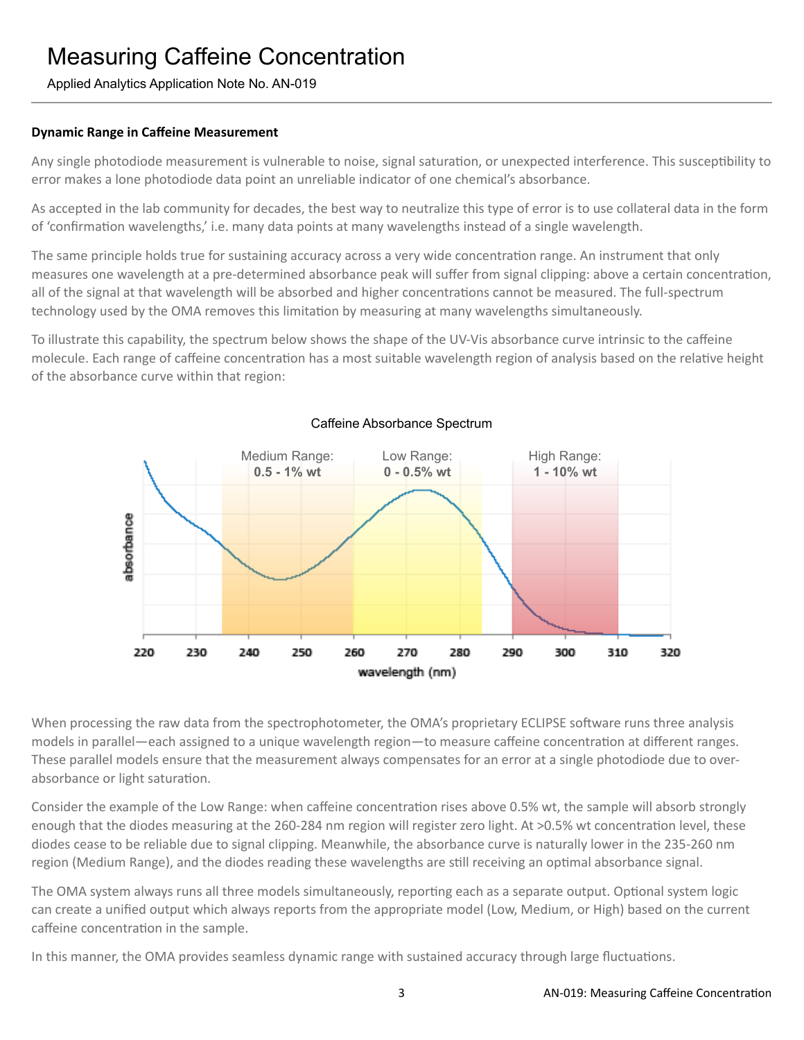# Measuring Caffeine Concentration

Applied Analytics Application Note No. AN-019

### Dynamic Range in Caffeine Measurement

Any single photodiode measurement is vulnerable to noise, signal saturation, or unexpected interference. This susceptibility to error makes a lone photodiode data point an unreliable indicator of one chemical's absorbance.

As accepted in the lab community for decades, the best way to neutralize this type of error is to use collateral data in the form of 'confirmation wavelengths,' i.e. many data points at many wavelengths instead of a single wavelength.

The same principle holds true for sustaining accuracy across a very wide concentration range. An instrument that only measures one wavelength at a pre-determined absorbance peak will suffer from signal clipping: above a certain concentration, all of the signal at that wavelength will be absorbed and higher concentrations cannot be measured. The full-spectrum technology used by the OMA removes this limitation by measuring at many wavelengths simultaneously.

To illustrate this capability, the spectrum below shows the shape of the UV-Vis absorbance curve intrinsic to the caffeine molecule. Each range of caffeine concentration has a most suitable wavelength region of analysis based on the relative height of the absorbance curve within that region:

Caffeine Absorbance Spectrum

Medium Range: **0.5 - 1% wt** | Low Range: **0 - 0.5% wt** | High Range: **1 - 10% wt**

When processing the raw data from the spectrophotometer, the OMA's proprietary ECLIPSE software runs three analysis models in parallel—each assigned to a unique wavelength region—to measure caffeine concentration at different ranges. These parallel models ensure that the measurement always compensates for an error at a single photodiode due to over-absorbance or light saturation.

Consider the example of the Low Range: when caffeine concentration rises above 0.5% wt, the sample will absorb strongly enough that the diodes measuring at the 260-284 nm region will register zero light. At >0.5% wt concentration level, these diodes cease to be reliable due to signal clipping. Meanwhile, the absorbance curve is naturally lower in the 235-260 nm region (Medium Range), and the diodes reading these wavelengths are still receiving an optimal absorbance signal.

The OMA system always runs all three models simultaneously, reporting each as a separate output. Optional system logic can create a unified output which always reports from the appropriate model (Low, Medium, or High) based on the current caffeine concentration in the sample.

In this manner, the OMA provides seamless dynamic range with sustained accuracy through large fluctuations.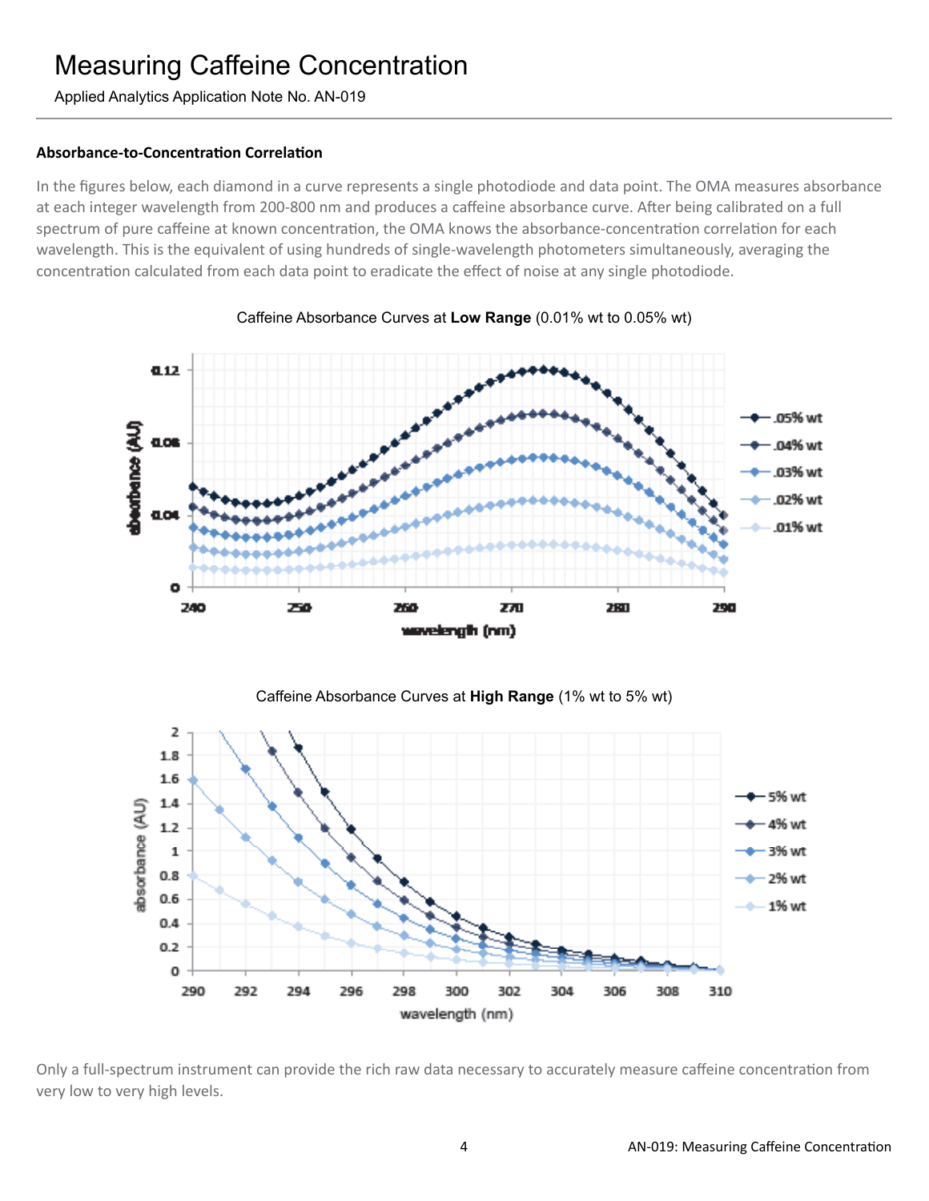# Measuring Caffeine Concentration

Applied Analytics Application Note No. AN-019

### Absorbance-to-Concentration Correlation

In the figures below, each diamond in a curve represents a single photodiode and data point. The OMA measures absorbance at each integer wavelength from 200-800 nm and produces a caffeine absorbance curve. After being calibrated on a full spectrum of pure caffeine at known concentration, the OMA knows the absorbance-concentration correlation for each wavelength. This is the equivalent of using hundreds of single-wavelength photometers simultaneously, averaging the concentration calculated from each data point to eradicate the effect of noise at any single photodiode.

Caffeine Absorbance Curves at **Low Range** (0.01% wt to 0.05% wt)

Caffeine Absorbance Curves at **High Range** (1% wt to 5% wt)

Only a full-spectrum instrument can provide the rich raw data necessary to accurately measure caffeine concentration from very low to very high levels.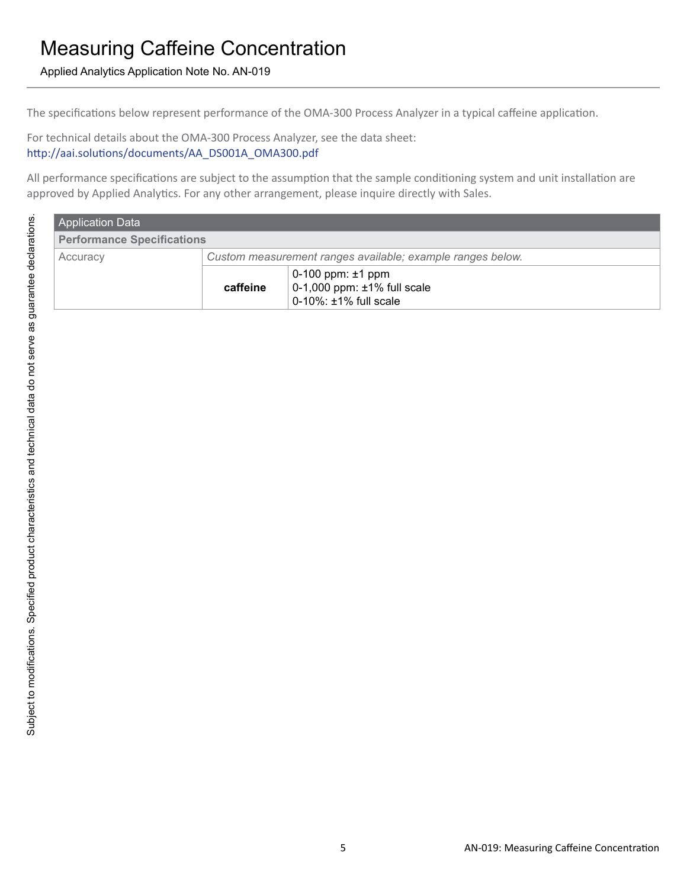# Measuring Caffeine Concentration

Applied Analytics Application Note No. AN-019

The specifications below represent performance of the OMA-300 Process Analyzer in a typical caffeine application.

For technical details about the OMA-300 Process Analyzer, see the data sheet:
http://aai.solutions/documents/AA_DS001A_OMA300.pdf

All performance specifications are subject to the assumption that the sample conditioning system and unit installation are approved by Applied Analytics. For any other arrangement, please inquire directly with Sales.

| Application Data | | |
|---|---|---|
| **Performance Specifications** | | |
| Accuracy | *Custom measurement ranges available; example ranges below.* | |
| | **caffeine** | 0-100 ppm: ±1 ppm<br>0-1,000 ppm: ±1% full scale<br>0-10%: ±1% full scale |

Subject to modifications. Specified product characteristics and technical data do not serve as guarantee declarations.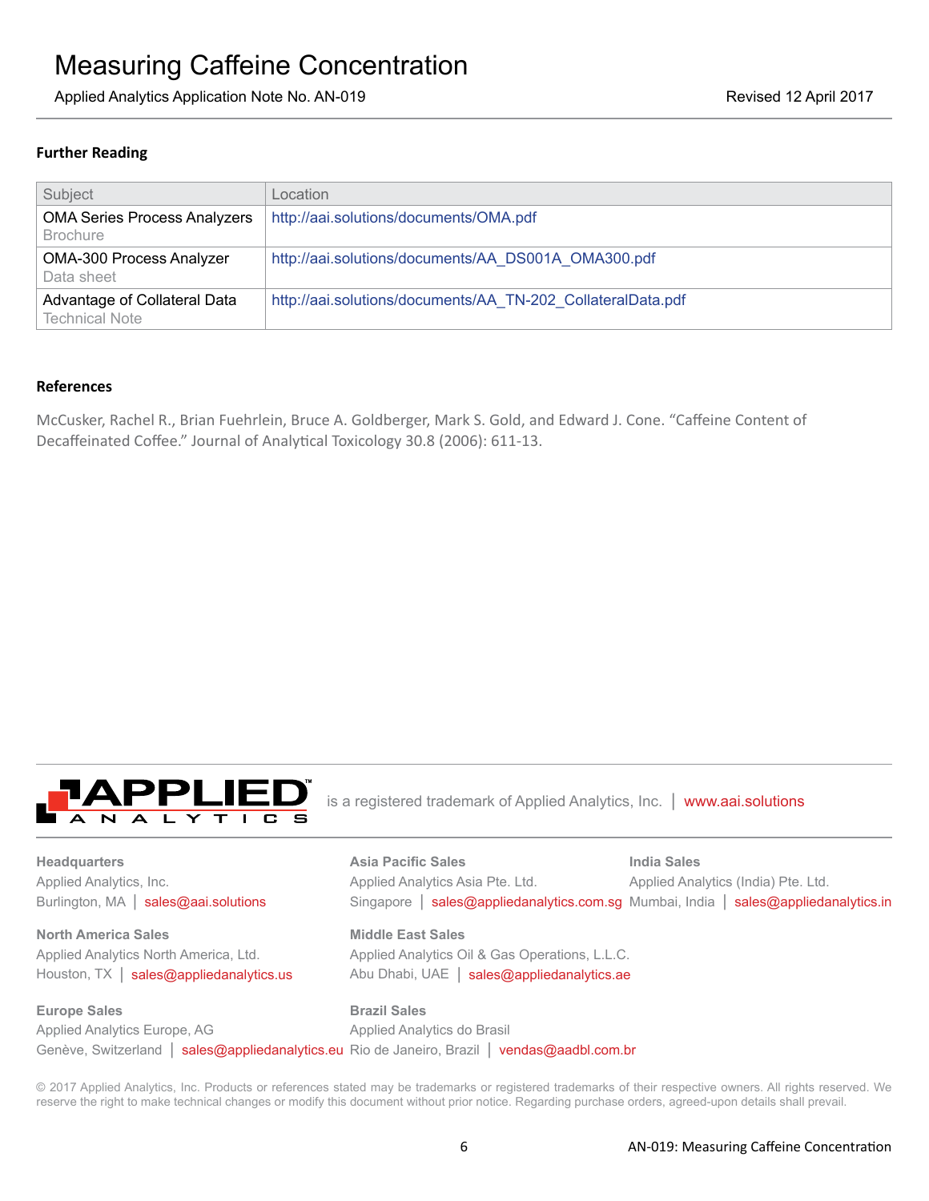## Further Reading

| Subject | Location |
| --- | --- |
| OMA Series Process Analyzers<br>Brochure | http://aai.solutions/documents/OMA.pdf |
| OMA-300 Process Analyzer<br>Data sheet | http://aai.solutions/documents/AA_DS001A_OMA300.pdf |
| Advantage of Collateral Data<br>Technical Note | http://aai.solutions/documents/AA_TN-202_CollateralData.pdf |

## References

McCusker, Rachel R., Brian Fuehrlein, Bruce A. Goldberger, Mark S. Gold, and Edward J. Cone. "Caffeine Content of Decaffeinated Coffee." Journal of Analytical Toxicology 30.8 (2006): 611-13.

APPLIED ANALYTICS™ is a registered trademark of Applied Analytics, Inc. | www.aai.solutions

**Headquarters**
Applied Analytics, Inc.
Burlington, MA | sales@aai.solutions

**North America Sales**
Applied Analytics North America, Ltd.
Houston, TX | sales@appliedanalytics.us

**Europe Sales**
Applied Analytics Europe, AG
Genève, Switzerland | sales@appliedanalytics.eu

**Asia Pacific Sales**
Applied Analytics Asia Pte. Ltd.
Singapore | sales@appliedanalytics.com.sg

**Middle East Sales**
Applied Analytics Oil & Gas Operations, L.L.C.
Abu Dhabi, UAE | sales@appliedanalytics.ae

**Brazil Sales**
Applied Analytics do Brasil
Rio de Janeiro, Brazil | vendas@aadbl.com.br

**India Sales**
Applied Analytics (India) Pte. Ltd.
Mumbai, India | sales@appliedanalytics.in

© 2017 Applied Analytics, Inc. Products or references stated may be trademarks or registered trademarks of their respective owners. All rights reserved. We reserve the right to make technical changes or modify this document without prior notice. Regarding purchase orders, agreed-upon details shall prevail.